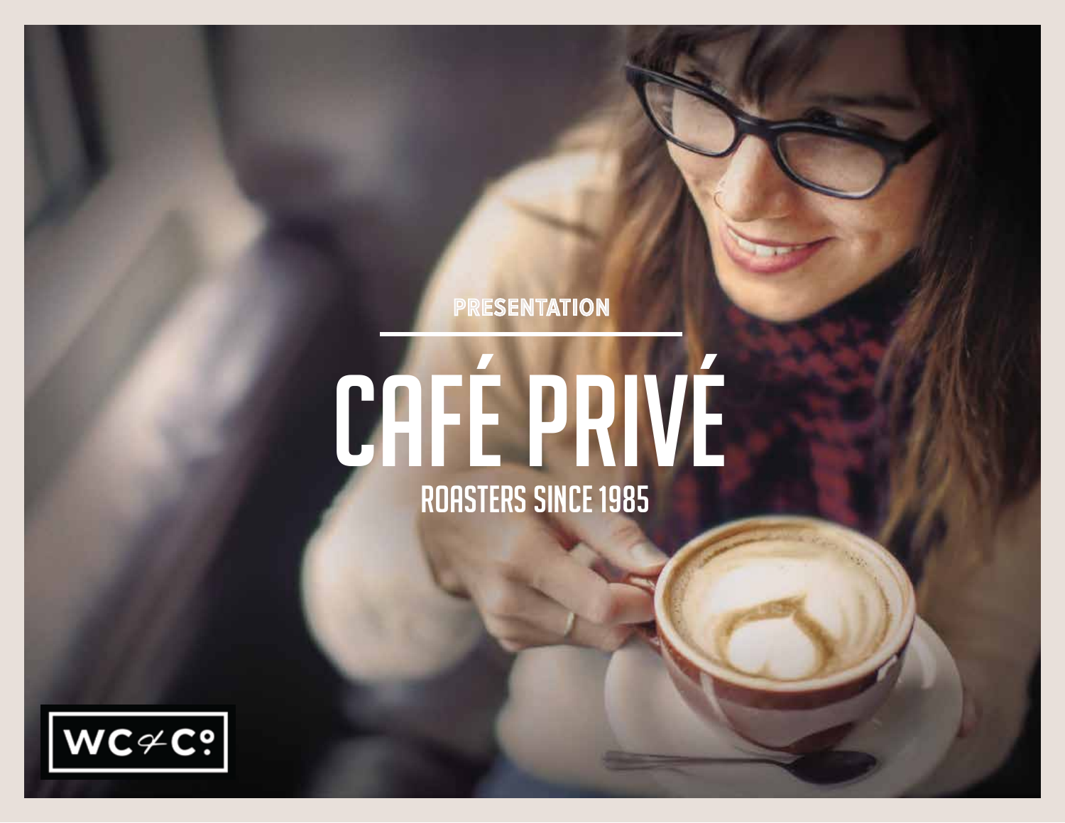PRESENTATION

# CAFÉ PRIVÉ

## ROASTERS SINCE 1985

WC&Co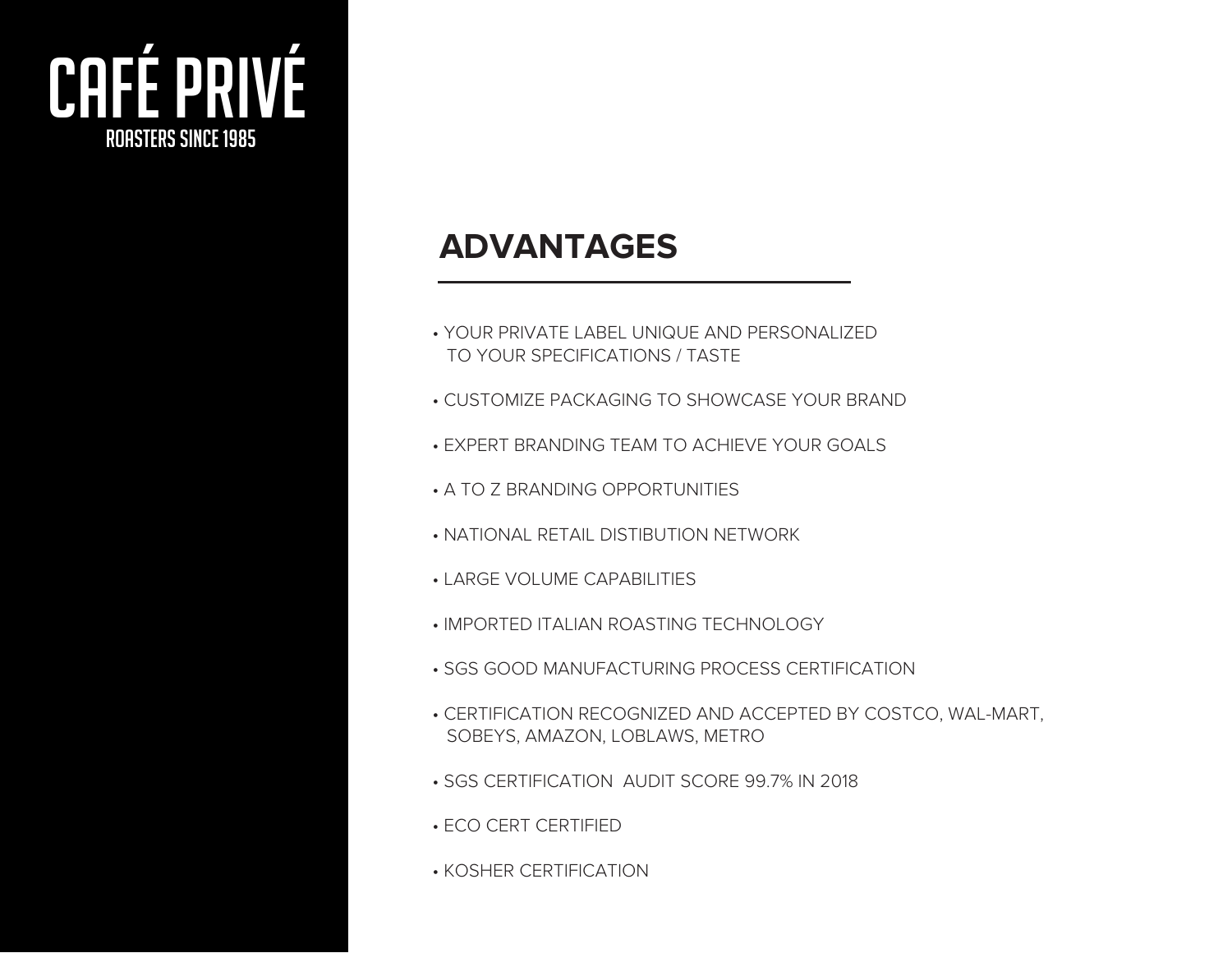# CAFÉ PRIVÉ

ROASTERS SINCE 1985

## ADVANTAGES

- YOUR PRIVATE LABEL UNIQUE AND PERSONALIZED TO YOUR SPECIFICATIONS / TASTE
- CUSTOMIZE PACKAGING TO SHOWCASE YOUR BRAND
- EXPERT BRANDING TEAM TO ACHIEVE YOUR GOALS
- A TO Z BRANDING OPPORTUNITIES
- NATIONAL RETAIL DISTIBUTION NETWORK
- LARGE VOLUME CAPABILITIES
- IMPORTED ITALIAN ROASTING TECHNOLOGY
- SGS GOOD MANUFACTURING PROCESS CERTIFICATION
- CERTIFICATION RECOGNIZED AND ACCEPTED BY COSTCO, WAL-MART, SOBEYS, AMAZON, LOBLAWS, METRO
- SGS CERTIFICATION AUDIT SCORE 99.7% IN 2018
- ECO CERT CERTIFIED
- KOSHER CERTIFICATION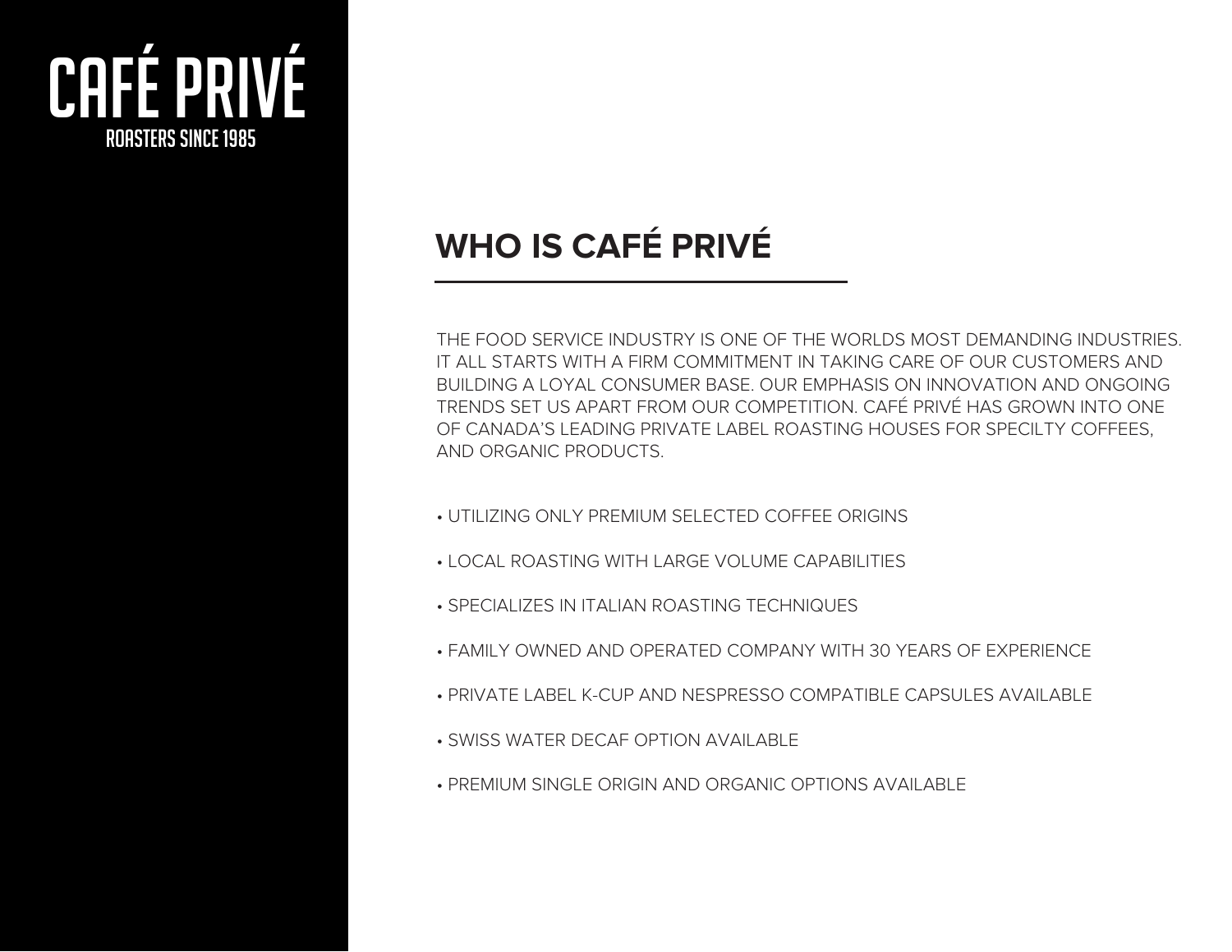# CAFÉ PRIVÉ

ROASTERS SINCE 1985

## WHO IS CAFÉ PRIVÉ

THE FOOD SERVICE INDUSTRY IS ONE OF THE WORLDS MOST DEMANDING INDUSTRIES. IT ALL STARTS WITH A FIRM COMMITMENT IN TAKING CARE OF OUR CUSTOMERS AND BUILDING A LOYAL CONSUMER BASE. OUR EMPHASIS ON INNOVATION AND ONGOING TRENDS SET US APART FROM OUR COMPETITION. CAFÉ PRIVÉ HAS GROWN INTO ONE OF CANADA'S LEADING PRIVATE LABEL ROASTING HOUSES FOR SPECILTY COFFEES, AND ORGANIC PRODUCTS.

- UTILIZING ONLY PREMIUM SELECTED COFFEE ORIGINS
- LOCAL ROASTING WITH LARGE VOLUME CAPABILITIES
- SPECIALIZES IN ITALIAN ROASTING TECHNIQUES
- FAMILY OWNED AND OPERATED COMPANY WITH 30 YEARS OF EXPERIENCE
- PRIVATE LABEL K-CUP AND NESPRESSO COMPATIBLE CAPSULES AVAILABLE
- SWISS WATER DECAF OPTION AVAILABLE
- PREMIUM SINGLE ORIGIN AND ORGANIC OPTIONS AVAILABLE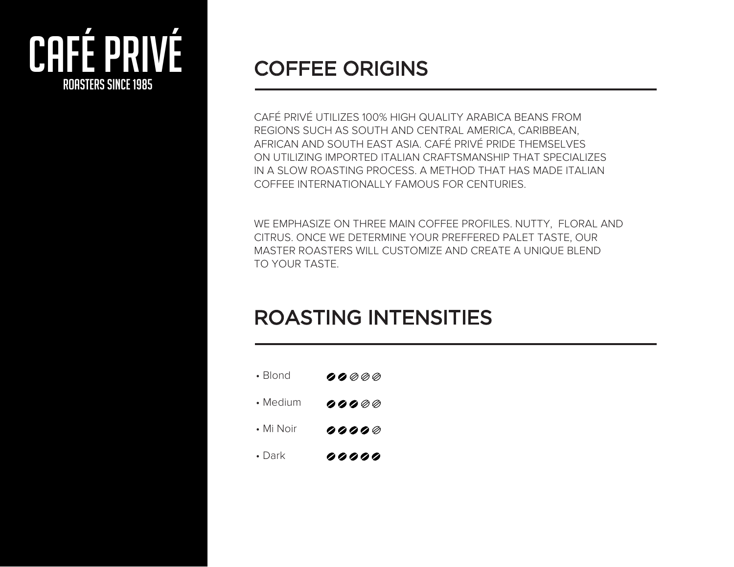# CAFÉ PRIVÉ

ROASTERS SINCE 1985

## COFFEE ORIGINS

CAFÉ PRIVÉ UTILIZES 100% HIGH QUALITY ARABICA BEANS FROM REGIONS SUCH AS SOUTH AND CENTRAL AMERICA, CARIBBEAN, AFRICAN AND SOUTH EAST ASIA. CAFÉ PRIVÉ PRIDE THEMSELVES ON UTILIZING IMPORTED ITALIAN CRAFTSMANSHIP THAT SPECIALIZES IN A SLOW ROASTING PROCESS. A METHOD THAT HAS MADE ITALIAN COFFEE INTERNATIONALLY FAMOUS FOR CENTURIES.

WE EMPHASIZE ON THREE MAIN COFFEE PROFILES. NUTTY, FLORAL AND CITRUS. ONCE WE DETERMINE YOUR PREFFERED PALET TASTE, OUR MASTER ROASTERS WILL CUSTOMIZE AND CREATE A UNIQUE BLEND TO YOUR TASTE.

## ROASTING INTENSITIES

- Blond ●●○○○
- Medium ●●●○○
- Mi Noir ●●●●○
- Dark ●●●●●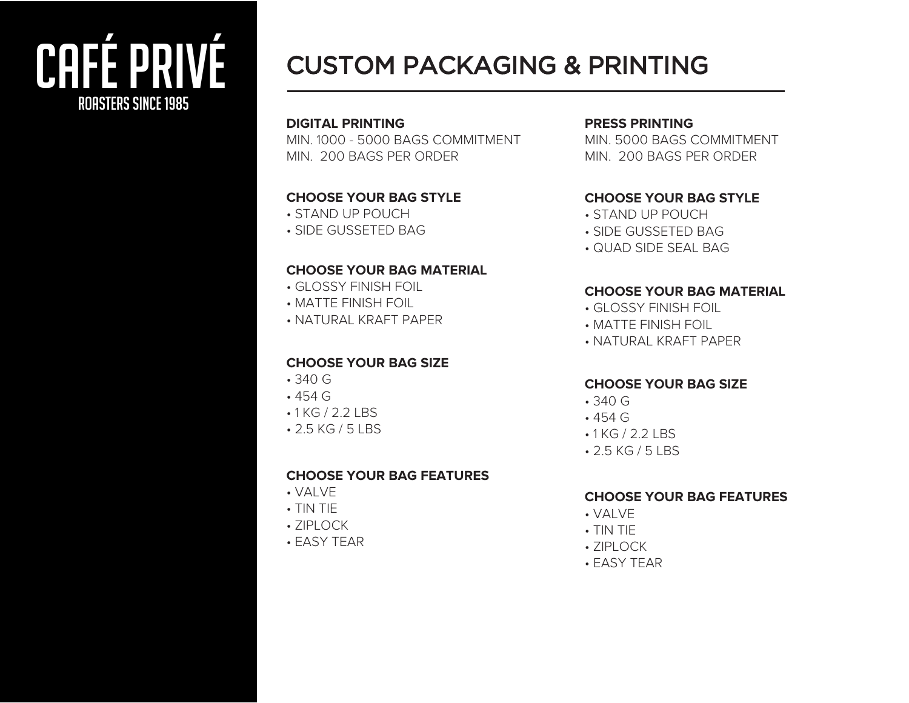# CAFÉ PRIVÉ

ROASTERS SINCE 1985

## CUSTOM PACKAGING & PRINTING

### DIGITAL PRINTING

MIN. 1000 - 5000 BAGS COMMITMENT
MIN. 200 BAGS PER ORDER

**CHOOSE YOUR BAG STYLE**

- STAND UP POUCH
- SIDE GUSSETED BAG

**CHOOSE YOUR BAG MATERIAL**

- GLOSSY FINISH FOIL
- MATTE FINISH FOIL
- NATURAL KRAFT PAPER

**CHOOSE YOUR BAG SIZE**

- 340 G
- 454 G
- 1 KG / 2.2 LBS
- 2.5 KG / 5 LBS

**CHOOSE YOUR BAG FEATURES**

- VALVE
- TIN TIE
- ZIPLOCK
- EASY TEAR

### PRESS PRINTING

MIN. 5000 BAGS COMMITMENT
MIN. 200 BAGS PER ORDER

**CHOOSE YOUR BAG STYLE**

- STAND UP POUCH
- SIDE GUSSETED BAG
- QUAD SIDE SEAL BAG

**CHOOSE YOUR BAG MATERIAL**

- GLOSSY FINISH FOIL
- MATTE FINISH FOIL
- NATURAL KRAFT PAPER

**CHOOSE YOUR BAG SIZE**

- 340 G
- 454 G
- 1 KG / 2.2 LBS
- 2.5 KG / 5 LBS

**CHOOSE YOUR BAG FEATURES**

- VALVE
- TIN TIE
- ZIPLOCK
- EASY TEAR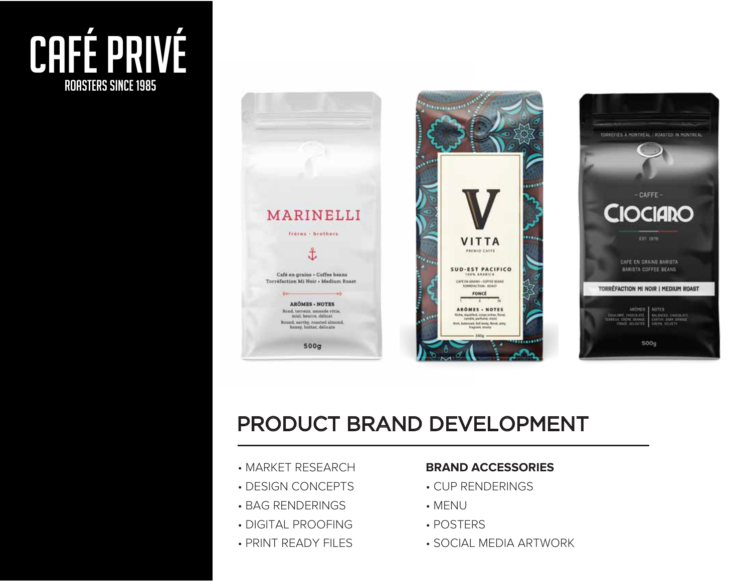# CAFÉ PRIVÉ

ROASTERS SINCE 1985

## PRODUCT BRAND DEVELOPMENT

- MARKET RESEARCH
- DESIGN CONCEPTS
- BAG RENDERINGS
- DIGITAL PROOFING
- PRINT READY FILES

**BRAND ACCESSORIES**

- CUP RENDERINGS
- MENU
- POSTERS
- SOCIAL MEDIA ARTWORK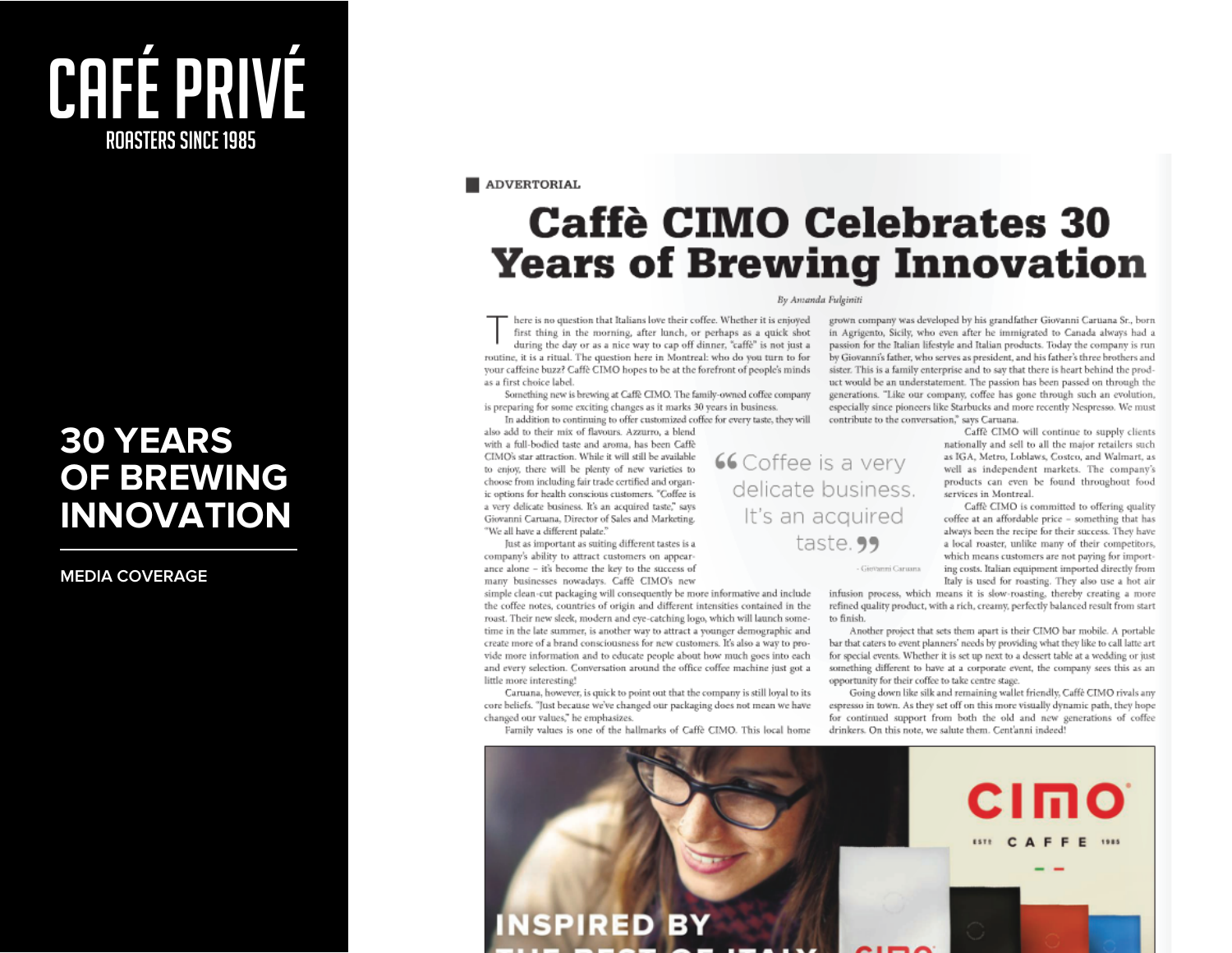# CAFÉ PRIVÉ

ROASTERS SINCE 1985

## 30 YEARS OF BREWING INNOVATION

MEDIA COVERAGE

ADVERTORIAL

# Caffè CIMO Celebrates 30 Years of Brewing Innovation

*By Amanda Fulginiti*

There is no question that Italians love their coffee. Whether it is enjoyed first thing in the morning, after lunch, or perhaps as a quick shot during the day or as a nice way to cap off dinner, "caffè" is not just a routine, it is a ritual. The question here in Montreal: who do you turn to for your caffeine buzz? Caffè CIMO hopes to be at the forefront of people's minds as a first choice label.

Something new is brewing at Caffè CIMO. The family-owned coffee company is preparing for some exciting changes as it marks 30 years in business.

In addition to continuing to offer customized coffee for every taste, they will also add to their mix of flavours. Azzurro, a blend with a full-bodied taste and aroma, has been Caffè CIMO's star attraction. While it will still be available to enjoy, there will be plenty of new varieties to choose from including fair trade certified and organic options for health conscious customers. "Coffee is a very delicate business. It's an acquired taste," says Giovanni Caruana, Director of Sales and Marketing. "We all have a different palate."

> "Coffee is a very delicate business. It's an acquired taste."
>
> – Giovanni Caruana

Just as important as suiting different tastes is a company's ability to attract customers on appearance alone – it's become the key to the success of many businesses nowadays. Caffè CIMO's new simple clean-cut packaging will consequently be more informative and include the coffee notes, countries of origin and different intensities contained in the roast. Their new sleek, modern and eye-catching logo, which will launch sometime in the late summer, is another way to attract a younger demographic and create more of a brand consciousness for new customers. It's also a way to provide more information and to educate people about how much goes into each and every selection. Conversation around the office coffee machine just got a little more interesting!

Caruana, however, is quick to point out that the company is still loyal to its core beliefs. "Just because we've changed our packaging does not mean we have changed our values," he emphasizes.

Family values is one of the hallmarks of Caffè CIMO. This local home grown company was developed by his grandfather Giovanni Caruana Sr., born in Agrigento, Sicily, who even after he immigrated to Canada always had a passion for the Italian lifestyle and Italian products. Today the company is run by Giovanni's father, who serves as president, and his father's three brothers and sister. This is a family enterprise and to say that there is heart behind the product would be an understatement. The passion has been passed on through the generations. "Like our company, coffee has gone through such an evolution, especially since pioneers like Starbucks and more recently Nespresso. We must contribute to the conversation," says Caruana.

Caffè CIMO will continue to supply clients nationally and sell to all the major retailers such as IGA, Metro, Loblaws, Costco, and Walmart, as well as independent markets. The company's products can even be found throughout food services in Montreal.

Caffè CIMO is committed to offering quality coffee at an affordable price – something that has always been the recipe for their success. They have a local roaster, unlike many of their competitors, which means customers are not paying for importing costs. Italian equipment imported directly from Italy is used for roasting. They also use a hot air infusion process, which means it is slow-roasting, thereby creating a more refined quality product, with a rich, creamy, perfectly balanced result from start to finish.

Another project that sets them apart is their CIMO bar mobile. A portable bar that caters to event planners' needs by providing what they like to call latte art for special events. Whether it is set up next to a dessert table at a wedding or just something different to have at a corporate event, the company sees this as an opportunity for their coffee to take centre stage.

Going down like silk and remaining wallet friendly, Caffè CIMO rivals any espresso in town. As they set off on this more visually dynamic path, they hope for continued support from both the old and new generations of coffee drinkers. On this note, we salute them. Cent'anni indeed!

cimo

EST. CAFFE 1985

INSPIRED BY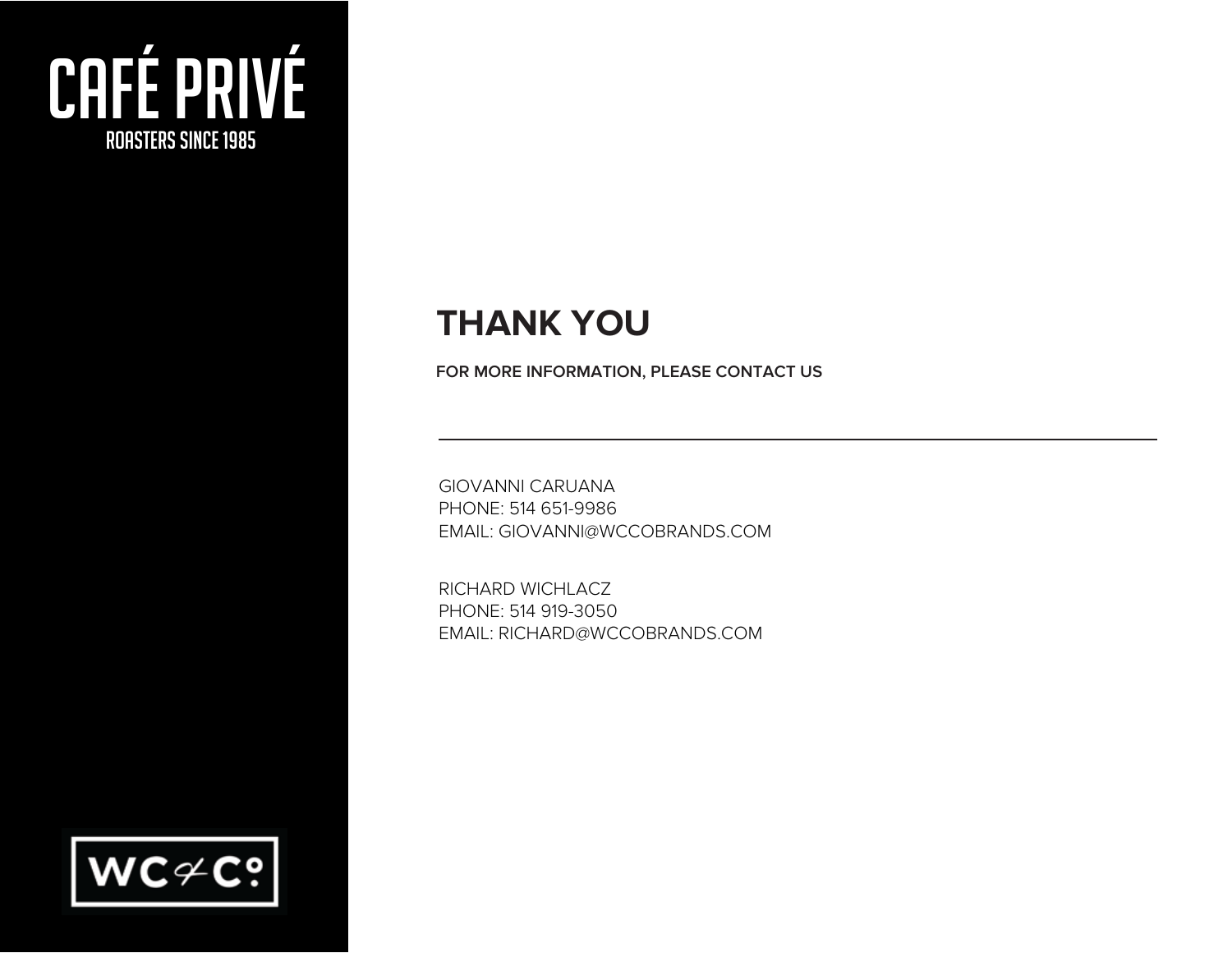CAFÉ PRIVÉ

ROASTERS SINCE 1985

# THANK YOU

FOR MORE INFORMATION, PLEASE CONTACT US

---

GIOVANNI CARUANA
PHONE: 514 651-9986
EMAIL: GIOVANNI@WCCOBRANDS.COM

RICHARD WICHLACZ
PHONE: 514 919-3050
EMAIL: RICHARD@WCCOBRANDS.COM

WC&Cº